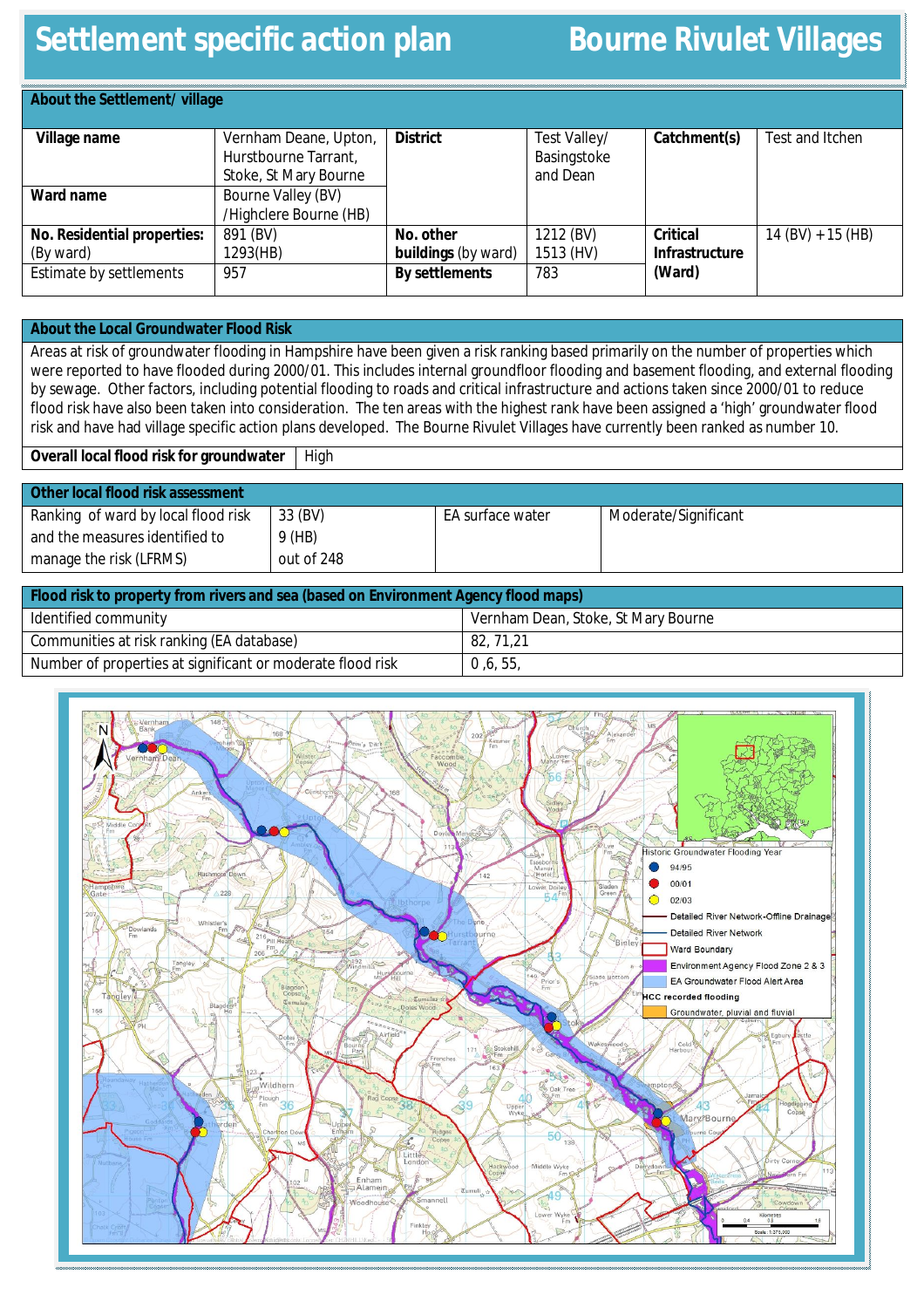# Settlement specific action plan — Bourne Rivulet Villages

## About the Settlement/ village

| Village name | Vernham Deane, Upton, Hurstbourne Tarrant, Stoke, St Mary Bourne | District | Test Valley/ Basingstoke and Dean | Catchment(s) | Test and Itchen |
|---|---|---|---|---|---|
| Ward name | Bourne Valley (BV) /Highclere Bourne (HB) | | | | |
| **No. Residential properties:** (By ward) | 891 (BV) 1293(HB) | **No. other buildings** (by ward) | 1212 (BV) 1513 (HV) | **Critical Infrastructure (Ward)** | 14 (BV) +15 (HB) |
| Estimate by settlements | 957 | **By settlements** | 783 | | |

## About the Local Groundwater Flood Risk

Areas at risk of groundwater flooding in Hampshire have been given a risk ranking based primarily on the number of properties which were reported to have flooded during 2000/01. This includes internal groundfloor flooding and basement flooding, and external flooding by sewage. Other factors, including potential flooding to roads and critical infrastructure and actions taken since 2000/01 to reduce flood risk have also been taken into consideration. The ten areas with the highest rank have been assigned a 'high' groundwater flood risk and have had village specific action plans developed. The Bourne Rivulet Villages have currently been ranked as number 10.

| Overall local flood risk for groundwater | High |
|---|---|

## Other local flood risk assessment

| Ranking of ward by local flood risk and the measures identified to manage the risk (LFRMS) | 33 (BV) 9 (HB) out of 248 | EA surface water | Moderate/Significant |
|---|---|---|---|

## Flood risk to property from rivers and sea (based on Environment Agency flood maps)

| Identified community | Vernham Dean, Stoke, St Mary Bourne |
|---|---|
| Communities at risk ranking (EA database) | 82, 71,21 |
| Number of properties at significant or moderate flood risk | 0 ,6, 55, |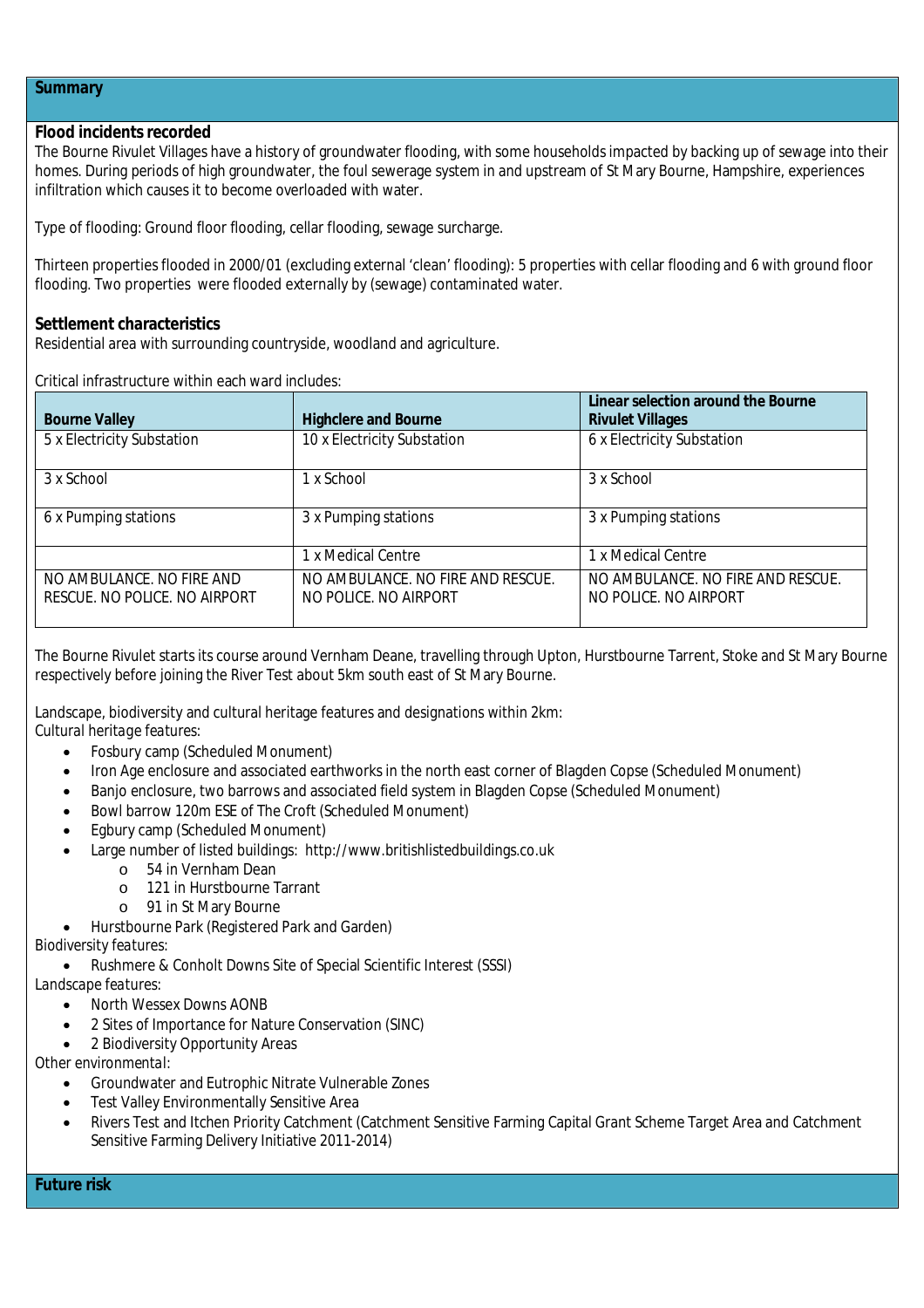## Summary

**Flood incidents recorded**

The Bourne Rivulet Villages have a history of groundwater flooding, with some households impacted by backing up of sewage into their homes. During periods of high groundwater, the foul sewerage system in and upstream of St Mary Bourne, Hampshire, experiences infiltration which causes it to become overloaded with water.

Type of flooding: Ground floor flooding, cellar flooding, sewage surcharge.

Thirteen properties flooded in 2000/01 (excluding external 'clean' flooding): 5 properties with cellar flooding and 6 with ground floor flooding. Two properties were flooded externally by (sewage) contaminated water.

**Settlement characteristics**

Residential area with surrounding countryside, woodland and agriculture.

Critical infrastructure within each ward includes:

| Bourne Valley | Highclere and Bourne | Linear selection around the Bourne Rivulet Villages |
|---|---|---|
| 5 x Electricity Substation | 10 x Electricity Substation | 6 x Electricity Substation |
| 3 x School | 1 x School | 3 x School |
| 6 x Pumping stations | 3 x Pumping stations | 3 x Pumping stations |
| | 1 x Medical Centre | 1 x Medical Centre |
| NO AMBULANCE. NO FIRE AND RESCUE. NO POLICE. NO AIRPORT | NO AMBULANCE. NO FIRE AND RESCUE. NO POLICE. NO AIRPORT | NO AMBULANCE. NO FIRE AND RESCUE. NO POLICE. NO AIRPORT |

The Bourne Rivulet starts its course around Vernham Deane, travelling through Upton, Hurstbourne Tarrent, Stoke and St Mary Bourne respectively before joining the River Test about 5km south east of St Mary Bourne.

Landscape, biodiversity and cultural heritage features and designations within 2km:

*Cultural heritage features:*

- Fosbury camp (Scheduled Monument)
- Iron Age enclosure and associated earthworks in the north east corner of Blagden Copse (Scheduled Monument)
- Banjo enclosure, two barrows and associated field system in Blagden Copse (Scheduled Monument)
- Bowl barrow 120m ESE of The Croft (Scheduled Monument)
- Egbury camp (Scheduled Monument)
- Large number of listed buildings: http://www.britishlistedbuildings.co.uk
  - 54 in Vernham Dean
  - 121 in Hurstbourne Tarrant
  - 91 in St Mary Bourne
- Hurstbourne Park (Registered Park and Garden)

*Biodiversity features:*

- Rushmere & Conholt Downs Site of Special Scientific Interest (SSSI)

*Landscape features:*

- North Wessex Downs AONB
- 2 Sites of Importance for Nature Conservation (SINC)
- 2 Biodiversity Opportunity Areas

*Other environmental:*

- Groundwater and Eutrophic Nitrate Vulnerable Zones
- Test Valley Environmentally Sensitive Area
- Rivers Test and Itchen Priority Catchment (Catchment Sensitive Farming Capital Grant Scheme Target Area and Catchment Sensitive Farming Delivery Initiative 2011-2014)

## Future risk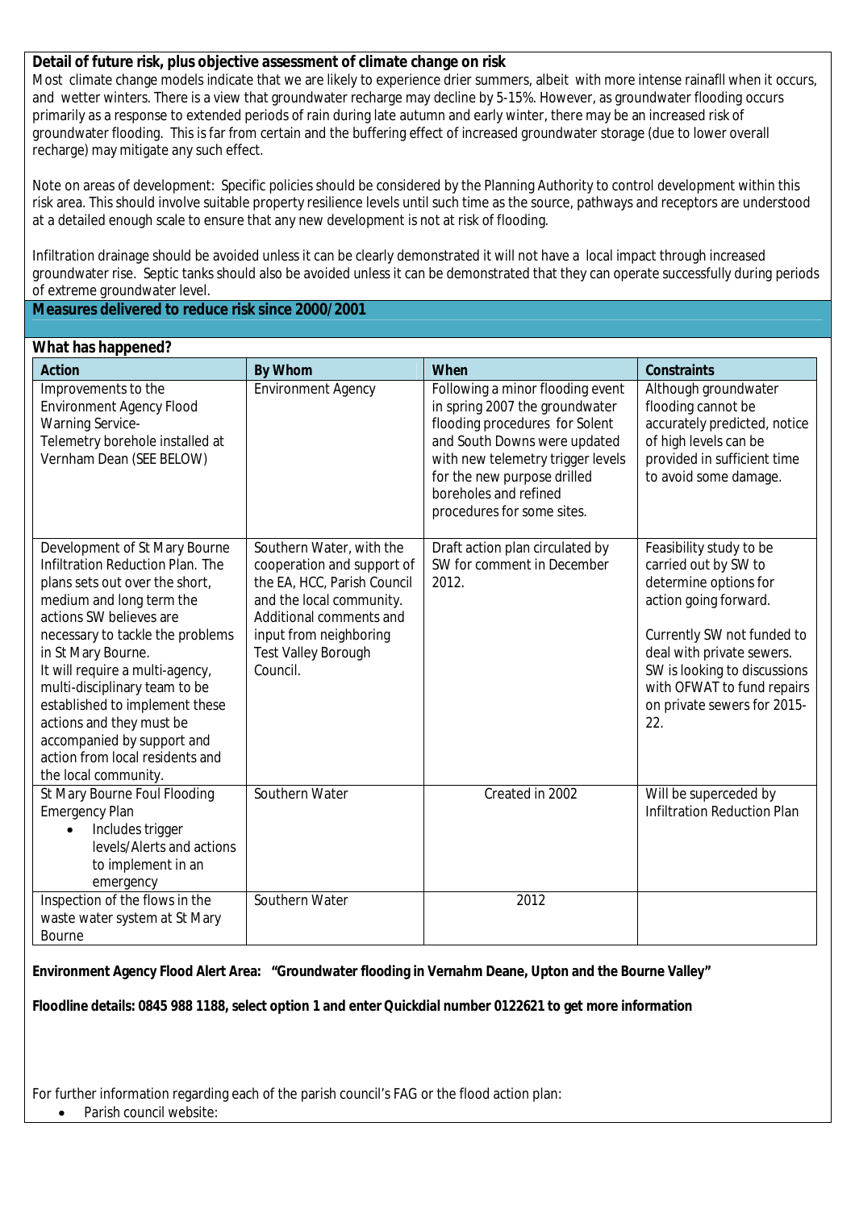**Detail of future risk, plus objective assessment of climate change on risk**

Most climate change models indicate that we are likely to experience drier summers, albeit with more intense rainfll when it occurs, and wetter winters. There is a view that groundwater recharge may decline by 5-15%. However, as groundwater flooding occurs primarily as a response to extended periods of rain during late autumn and early winter, there may be an increased risk of groundwater flooding. This is far from certain and the buffering effect of increased groundwater storage (due to lower overall recharge) may mitigate any such effect.

Note on areas of development: Specific policies should be considered by the Planning Authority to control development within this risk area. This should involve suitable property resilience levels until such time as the source, pathways and receptors are understood at a detailed enough scale to ensure that any new development is not at risk of flooding.

Infiltration drainage should be avoided unless it can be clearly demonstrated it will not have a local impact through increased groundwater rise. Septic tanks should also be avoided unless it can be demonstrated that they can operate successfully during periods of extreme groundwater level.

**Measures delivered to reduce risk since 2000/2001**

**What has happened?**

| Action | By Whom | When | Constraints |
|---|---|---|---|
| Improvements to the Environment Agency Flood Warning Service- Telemetry borehole installed at Vernham Dean (SEE BELOW) | Environment Agency | Following a minor flooding event in spring 2007 the groundwater flooding procedures for Solent and South Downs were updated with new telemetry trigger levels for the new purpose drilled boreholes and refined procedures for some sites. | Although groundwater flooding cannot be accurately predicted, notice of high levels can be provided in sufficient time to avoid some damage. |
| Development of St Mary Bourne Infiltration Reduction Plan. The plans sets out over the short, medium and long term the actions SW believes are necessary to tackle the problems in St Mary Bourne. It will require a multi-agency, multi-disciplinary team to be established to implement these actions and they must be accompanied by support and action from local residents and the local community. | Southern Water, with the cooperation and support of the EA, HCC, Parish Council and the local community. Additional comments and input from neighboring Test Valley Borough Council. | Draft action plan circulated by SW for comment in December 2012. | Feasibility study to be carried out by SW to determine options for action going forward. Currently SW not funded to deal with private sewers. SW is looking to discussions with OFWAT to fund repairs on private sewers for 2015-22. |
| St Mary Bourne Foul Flooding Emergency Plan<br>• Includes trigger levels/Alerts and actions to implement in an emergency | Southern Water | Created in 2002 | Will be superceded by Infiltration Reduction Plan |
| Inspection of the flows in the waste water system at St Mary Bourne | Southern Water | 2012 | |

**Environment Agency Flood Alert Area: "Groundwater flooding in Vernahm Deane, Upton and the Bourne Valley"**

**Floodline details: 0845 988 1188, select option 1 and enter Quickdial number 0122621 to get more information**

For further information regarding each of the parish council's FAG or the flood action plan:

- Parish council website: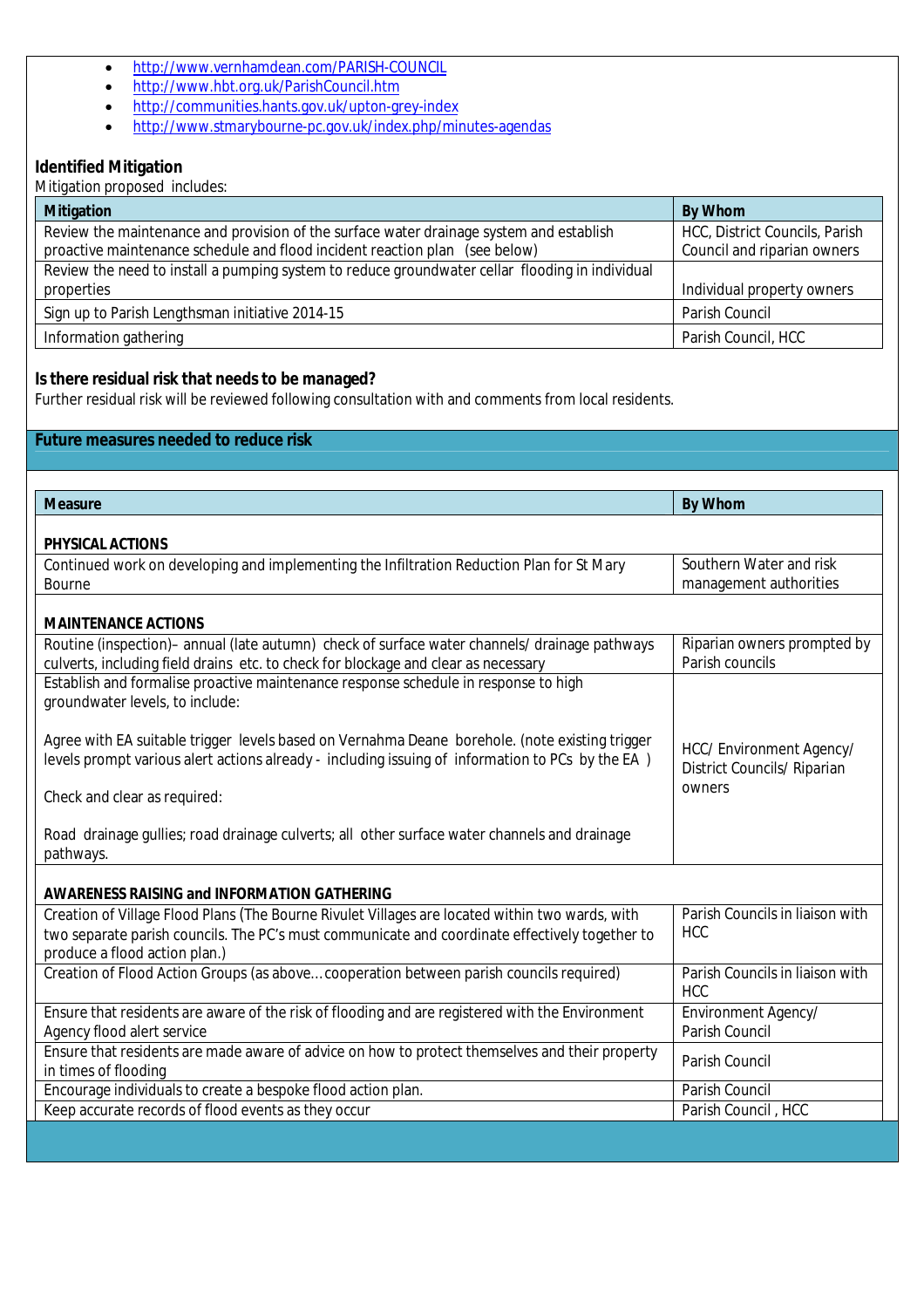- http://www.vernhamdean.com/PARISH-COUNCIL
- http://www.hbt.org.uk/ParishCouncil.htm
- http://communities.hants.gov.uk/upton-grey-index
- http://www.stmarybourne-pc.gov.uk/index.php/minutes-agendas

**Identified Mitigation**

Mitigation proposed includes:

| Mitigation | By Whom |
|---|---|
| Review the maintenance and provision of the surface water drainage system and establish proactive maintenance schedule and flood incident reaction plan (see below) | HCC, District Councils, Parish Council and riparian owners |
| Review the need to install a pumping system to reduce groundwater cellar flooding in individual properties | Individual property owners |
| Sign up to Parish Lengthsman initiative 2014-15 | Parish Council |
| Information gathering | Parish Council, HCC |

**Is there residual risk that needs to be managed?**

Further residual risk will be reviewed following consultation with and comments from local residents.

## Future measures needed to reduce risk

| Measure | By Whom |
|---|---|
| **PHYSICAL ACTIONS** | |
| Continued work on developing and implementing the Infiltration Reduction Plan for St Mary Bourne | Southern Water and risk management authorities |
| **MAINTENANCE ACTIONS** | |
| Routine (inspection)– annual (late autumn) check of surface water channels/ drainage pathways culverts, including field drains etc. to check for blockage and clear as necessary | Riparian owners prompted by Parish councils |
| Establish and formalise proactive maintenance response schedule in response to high groundwater levels, to include:<br><br>Agree with EA suitable trigger levels based on Vernahma Deane borehole. (note existing trigger levels prompt various alert actions already - including issuing of information to PCs by the EA )<br><br>Check and clear as required:<br><br>Road drainage gullies; road drainage culverts; all other surface water channels and drainage pathways. | HCC/ Environment Agency/ District Councils/ Riparian owners |
| **AWARENESS RAISING and INFORMATION GATHERING** | |
| Creation of Village Flood Plans (The Bourne Rivulet Villages are located within two wards, with two separate parish councils. The PC's must communicate and coordinate effectively together to produce a flood action plan.) | Parish Councils in liaison with HCC |
| Creation of Flood Action Groups (as above… cooperation between parish councils required) | Parish Councils in liaison with HCC |
| Ensure that residents are aware of the risk of flooding and are registered with the Environment Agency flood alert service | Environment Agency/ Parish Council |
| Ensure that residents are made aware of advice on how to protect themselves and their property in times of flooding | Parish Council |
| Encourage individuals to create a bespoke flood action plan. | Parish Council |
| Keep accurate records of flood events as they occur | Parish Council , HCC |